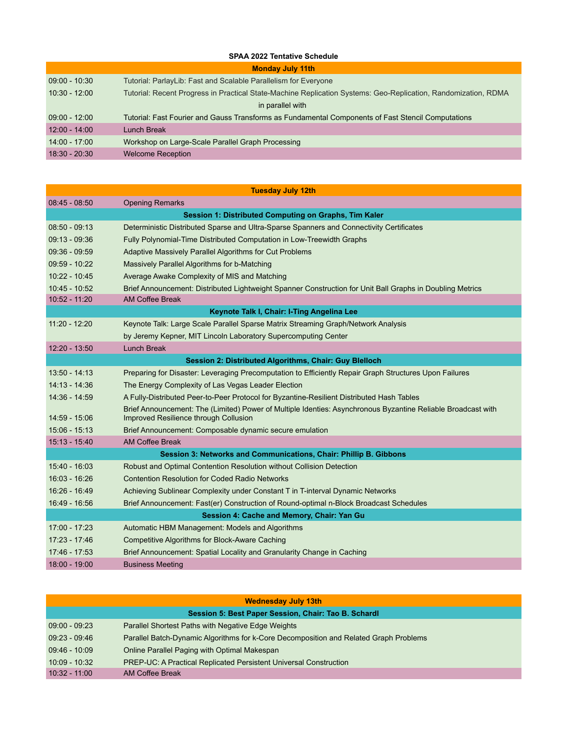# SPAA 2022 Tentative Schedule

## Monday July 11th

| | |
|---|---|
| 09:00 - 10:30 | Tutorial: ParlayLib: Fast and Scalable Parallelism for Everyone |
| 10:30 - 12:00 | Tutorial: Recent Progress in Practical State-Machine Replication Systems: Geo-Replication, Randomization, RDMA |
| | in parallel with |
| 09:00 - 12:00 | Tutorial: Fast Fourier and Gauss Transforms as Fundamental Components of Fast Stencil Computations |
| 12:00 - 14:00 | Lunch Break |
| 14:00 - 17:00 | Workshop on Large-Scale Parallel Graph Processing |
| 18:30 - 20:30 | Welcome Reception |

## Tuesday July 12th

| | |
|---|---|
| 08:45 - 08:50 | Opening Remarks |
| | **Session 1: Distributed Computing on Graphs, Tim Kaler** |
| 08:50 - 09:13 | Deterministic Distributed Sparse and Ultra-Sparse Spanners and Connectivity Certificates |
| 09:13 - 09:36 | Fully Polynomial-Time Distributed Computation in Low-Treewidth Graphs |
| 09:36 - 09:59 | Adaptive Massively Parallel Algorithms for Cut Problems |
| 09:59 - 10:22 | Massively Parallel Algorithms for b-Matching |
| 10:22 - 10:45 | Average Awake Complexity of MIS and Matching |
| 10:45 - 10:52 | Brief Announcement: Distributed Lightweight Spanner Construction for Unit Ball Graphs in Doubling Metrics |
| 10:52 - 11:20 | AM Coffee Break |
| | **Keynote Talk I, Chair: I-Ting Angelina Lee** |
| 11:20 - 12:20 | Keynote Talk: Large Scale Parallel Sparse Matrix Streaming Graph/Network Analysis |
| | by Jeremy Kepner, MIT Lincoln Laboratory Supercomputing Center |
| 12:20 - 13:50 | Lunch Break |
| | **Session 2: Distributed Algorithms, Chair: Guy Blelloch** |
| 13:50 - 14:13 | Preparing for Disaster: Leveraging Precomputation to Efficiently Repair Graph Structures Upon Failures |
| 14:13 - 14:36 | The Energy Complexity of Las Vegas Leader Election |
| 14:36 - 14:59 | A Fully-Distributed Peer-to-Peer Protocol for Byzantine-Resilient Distributed Hash Tables |
| 14:59 - 15:06 | Brief Announcement: The (Limited) Power of Multiple Identies: Asynchronous Byzantine Reliable Broadcast with Improved Resilience through Collusion |
| 15:06 - 15:13 | Brief Announcement: Composable dynamic secure emulation |
| 15:13 - 15:40 | AM Coffee Break |
| | **Session 3: Networks and Communications, Chair: Phillip B. Gibbons** |
| 15:40 - 16:03 | Robust and Optimal Contention Resolution without Collision Detection |
| 16:03 - 16:26 | Contention Resolution for Coded Radio Networks |
| 16:26 - 16:49 | Achieving Sublinear Complexity under Constant T in T-interval Dynamic Networks |
| 16:49 - 16:56 | Brief Announcement: Fast(er) Construction of Round-optimal n-Block Broadcast Schedules |
| | **Session 4: Cache and Memory, Chair: Yan Gu** |
| 17:00 - 17:23 | Automatic HBM Management: Models and Algorithms |
| 17:23 - 17:46 | Competitive Algorithms for Block-Aware Caching |
| 17:46 - 17:53 | Brief Announcement: Spatial Locality and Granularity Change in Caching |
| 18:00 - 19:00 | Business Meeting |

## Wednesday July 13th

| | |
|---|---|
| | **Session 5: Best Paper Session, Chair: Tao B. Schardl** |
| 09:00 - 09:23 | Parallel Shortest Paths with Negative Edge Weights |
| 09:23 - 09:46 | Parallel Batch-Dynamic Algorithms for k-Core Decomposition and Related Graph Problems |
| 09:46 - 10:09 | Online Parallel Paging with Optimal Makespan |
| 10:09 - 10:32 | PREP-UC: A Practical Replicated Persistent Universal Construction |
| 10:32 - 11:00 | AM Coffee Break |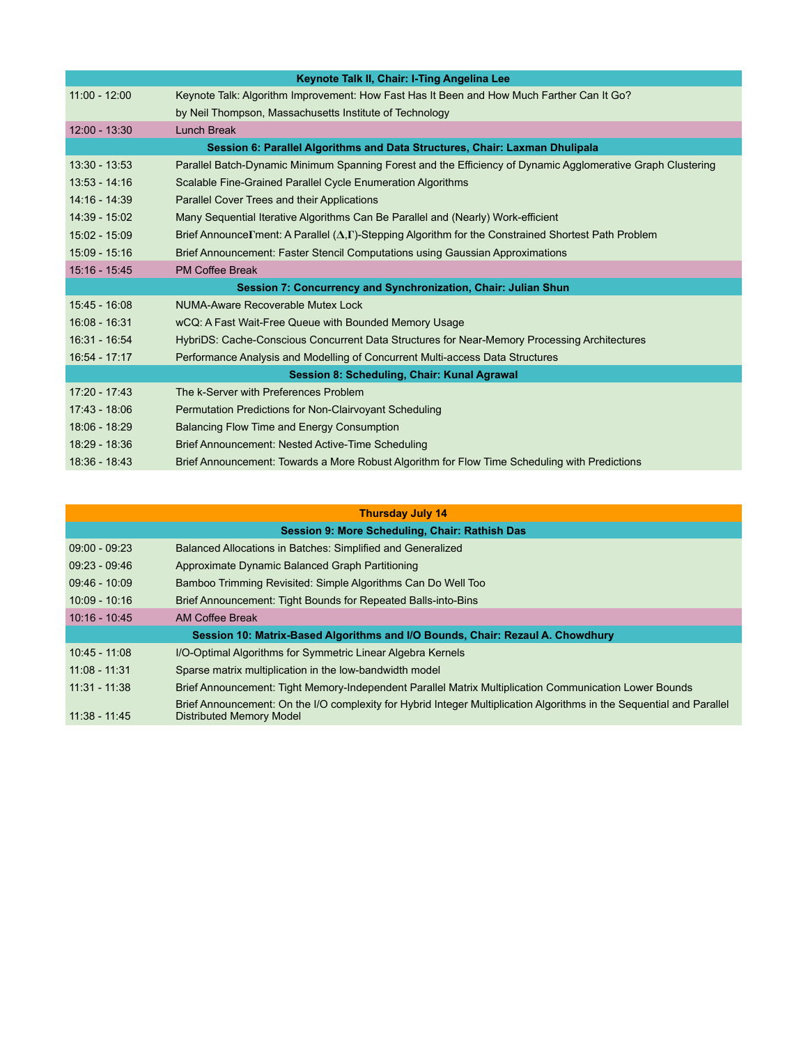| | |
|---|---|
| **Keynote Talk II, Chair: I-Ting Angelina Lee** | |
| 11:00 - 12:00 | Keynote Talk: Algorithm Improvement: How Fast Has It Been and How Much Farther Can It Go? |
| | by Neil Thompson, Massachusetts Institute of Technology |
| 12:00 - 13:30 | Lunch Break |
| **Session 6: Parallel Algorithms and Data Structures, Chair: Laxman Dhulipala** | |
| 13:30 - 13:53 | Parallel Batch-Dynamic Minimum Spanning Forest and the Efficiency of Dynamic Agglomerative Graph Clustering |
| 13:53 - 14:16 | Scalable Fine-Grained Parallel Cycle Enumeration Algorithms |
| 14:16 - 14:39 | Parallel Cover Trees and their Applications |
| 14:39 - 15:02 | Many Sequential Iterative Algorithms Can Be Parallel and (Nearly) Work-efficient |
| 15:02 - 15:09 | Brief AnnounceΓment: A Parallel ($\Delta$,$\Gamma$)-Stepping Algorithm for the Constrained Shortest Path Problem |
| 15:09 - 15:16 | Brief Announcement: Faster Stencil Computations using Gaussian Approximations |
| 15:16 - 15:45 | PM Coffee Break |
| **Session 7: Concurrency and Synchronization, Chair: Julian Shun** | |
| 15:45 - 16:08 | NUMA-Aware Recoverable Mutex Lock |
| 16:08 - 16:31 | wCQ: A Fast Wait-Free Queue with Bounded Memory Usage |
| 16:31 - 16:54 | HybriDS: Cache-Conscious Concurrent Data Structures for Near-Memory Processing Architectures |
| 16:54 - 17:17 | Performance Analysis and Modelling of Concurrent Multi-access Data Structures |
| **Session 8: Scheduling, Chair: Kunal Agrawal** | |
| 17:20 - 17:43 | The k-Server with Preferences Problem |
| 17:43 - 18:06 | Permutation Predictions for Non-Clairvoyant Scheduling |
| 18:06 - 18:29 | Balancing Flow Time and Energy Consumption |
| 18:29 - 18:36 | Brief Announcement: Nested Active-Time Scheduling |
| 18:36 - 18:43 | Brief Announcement: Towards a More Robust Algorithm for Flow Time Scheduling with Predictions |

| | |
|---|---|
| **Thursday July 14** | |
| **Session 9: More Scheduling, Chair: Rathish Das** | |
| 09:00 - 09:23 | Balanced Allocations in Batches: Simplified and Generalized |
| 09:23 - 09:46 | Approximate Dynamic Balanced Graph Partitioning |
| 09:46 - 10:09 | Bamboo Trimming Revisited: Simple Algorithms Can Do Well Too |
| 10:09 - 10:16 | Brief Announcement: Tight Bounds for Repeated Balls-into-Bins |
| 10:16 - 10:45 | AM Coffee Break |
| **Session 10: Matrix-Based Algorithms and I/O Bounds, Chair: Rezaul A. Chowdhury** | |
| 10:45 - 11:08 | I/O-Optimal Algorithms for Symmetric Linear Algebra Kernels |
| 11:08 - 11:31 | Sparse matrix multiplication in the low-bandwidth model |
| 11:31 - 11:38 | Brief Announcement: Tight Memory-Independent Parallel Matrix Multiplication Communication Lower Bounds |
| 11:38 - 11:45 | Brief Announcement: On the I/O complexity for Hybrid Integer Multiplication Algorithms in the Sequential and Parallel Distributed Memory Model |